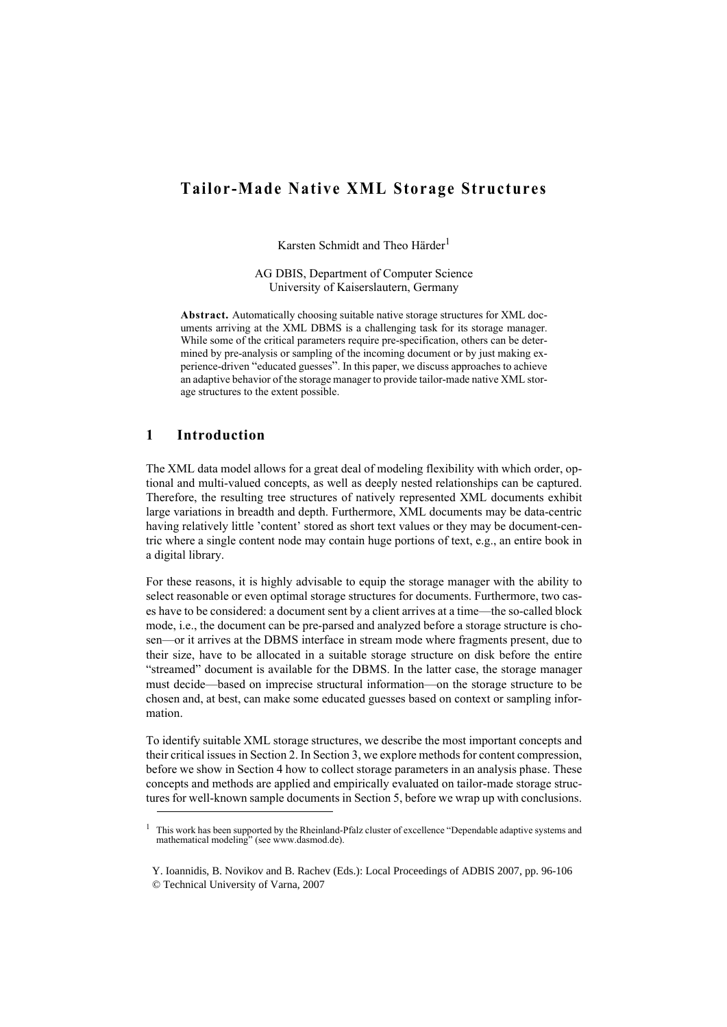# Tailor-Made Native XML Storage Structures

Karsten Schmidt and Theo Härder[1]

AG DBIS, Department of Computer Science
University of Kaiserslautern, Germany

**Abstract.** Automatically choosing suitable native storage structures for XML documents arriving at the XML DBMS is a challenging task for its storage manager. While some of the critical parameters require pre-specification, others can be determined by pre-analysis or sampling of the incoming document or by just making experience-driven "educated guesses". In this paper, we discuss approaches to achieve an adaptive behavior of the storage manager to provide tailor-made native XML storage structures to the extent possible.

## 1 Introduction

The XML data model allows for a great deal of modeling flexibility with which order, optional and multi-valued concepts, as well as deeply nested relationships can be captured. Therefore, the resulting tree structures of natively represented XML documents exhibit large variations in breadth and depth. Furthermore, XML documents may be data-centric having relatively little 'content' stored as short text values or they may be document-centric where a single content node may contain huge portions of text, e.g., an entire book in a digital library.

For these reasons, it is highly advisable to equip the storage manager with the ability to select reasonable or even optimal storage structures for documents. Furthermore, two cases have to be considered: a document sent by a client arrives at a time—the so-called block mode, i.e., the document can be pre-parsed and analyzed before a storage structure is chosen—or it arrives at the DBMS interface in stream mode where fragments present, due to their size, have to be allocated in a suitable storage structure on disk before the entire "streamed" document is available for the DBMS. In the latter case, the storage manager must decide—based on imprecise structural information—on the storage structure to be chosen and, at best, can make some educated guesses based on context or sampling information.

To identify suitable XML storage structures, we describe the most important concepts and their critical issues in Section 2. In Section 3, we explore methods for content compression, before we show in Section 4 how to collect storage parameters in an analysis phase. These concepts and methods are applied and empirically evaluated on tailor-made storage structures for well-known sample documents in Section 5, before we wrap up with conclusions.

[1] This work has been supported by the Rheinland-Pfalz cluster of excellence "Dependable adaptive systems and mathematical modeling" (see www.dasmod.de).

Y. Ioannidis, B. Novikov and B. Rachev (Eds.): Local Proceedings of ADBIS 2007, pp. 96-106
© Technical University of Varna, 2007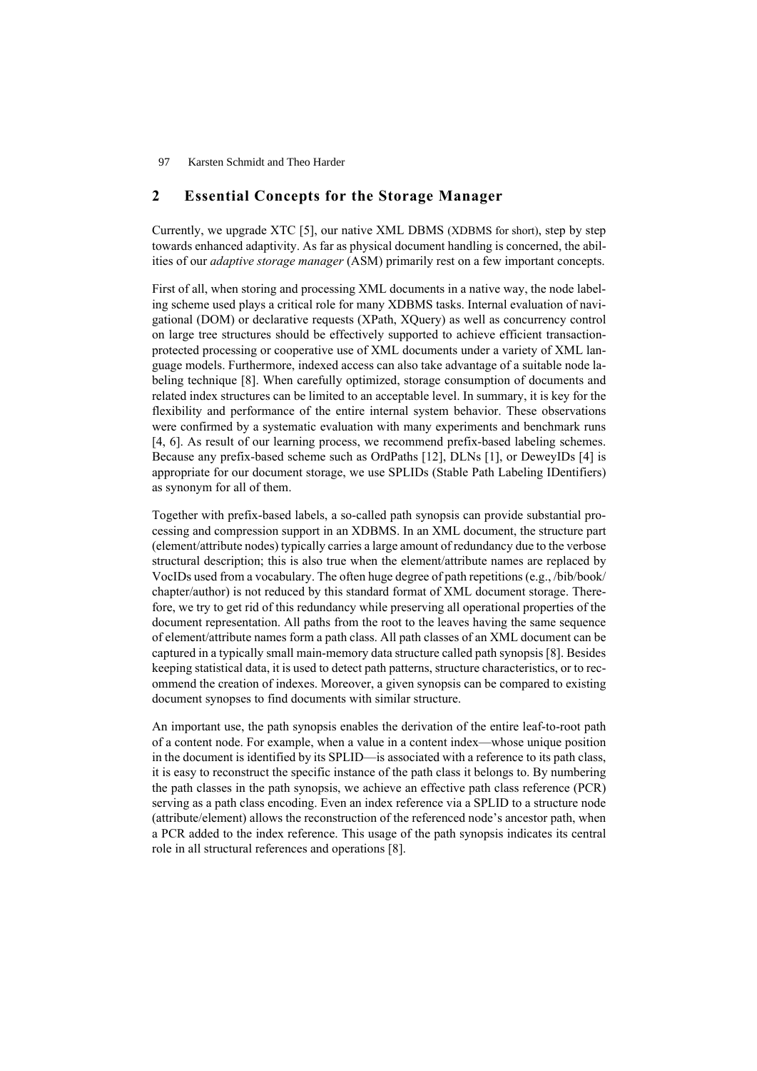## 2 Essential Concepts for the Storage Manager

Currently, we upgrade XTC [5], our native XML DBMS (XDBMS for short), step by step towards enhanced adaptivity. As far as physical document handling is concerned, the abilities of our *adaptive storage manager* (ASM) primarily rest on a few important concepts.

First of all, when storing and processing XML documents in a native way, the node labeling scheme used plays a critical role for many XDBMS tasks. Internal evaluation of navigational (DOM) or declarative requests (XPath, XQuery) as well as concurrency control on large tree structures should be effectively supported to achieve efficient transaction-protected processing or cooperative use of XML documents under a variety of XML language models. Furthermore, indexed access can also take advantage of a suitable node labeling technique [8]. When carefully optimized, storage consumption of documents and related index structures can be limited to an acceptable level. In summary, it is key for the flexibility and performance of the entire internal system behavior. These observations were confirmed by a systematic evaluation with many experiments and benchmark runs [4, 6]. As result of our learning process, we recommend prefix-based labeling schemes. Because any prefix-based scheme such as OrdPaths [12], DLNs [1], or DeweyIDs [4] is appropriate for our document storage, we use SPLIDs (Stable Path Labeling IDentifiers) as synonym for all of them.

Together with prefix-based labels, a so-called path synopsis can provide substantial processing and compression support in an XDBMS. In an XML document, the structure part (element/attribute nodes) typically carries a large amount of redundancy due to the verbose structural description; this is also true when the element/attribute names are replaced by VocIDs used from a vocabulary. The often huge degree of path repetitions (e.g., /bib/book/chapter/author) is not reduced by this standard format of XML document storage. Therefore, we try to get rid of this redundancy while preserving all operational properties of the document representation. All paths from the root to the leaves having the same sequence of element/attribute names form a path class. All path classes of an XML document can be captured in a typically small main-memory data structure called path synopsis [8]. Besides keeping statistical data, it is used to detect path patterns, structure characteristics, or to recommend the creation of indexes. Moreover, a given synopsis can be compared to existing document synopses to find documents with similar structure.

An important use, the path synopsis enables the derivation of the entire leaf-to-root path of a content node. For example, when a value in a content index—whose unique position in the document is identified by its SPLID—is associated with a reference to its path class, it is easy to reconstruct the specific instance of the path class it belongs to. By numbering the path classes in the path synopsis, we achieve an effective path class reference (PCR) serving as a path class encoding. Even an index reference via a SPLID to a structure node (attribute/element) allows the reconstruction of the referenced node's ancestor path, when a PCR added to the index reference. This usage of the path synopsis indicates its central role in all structural references and operations [8].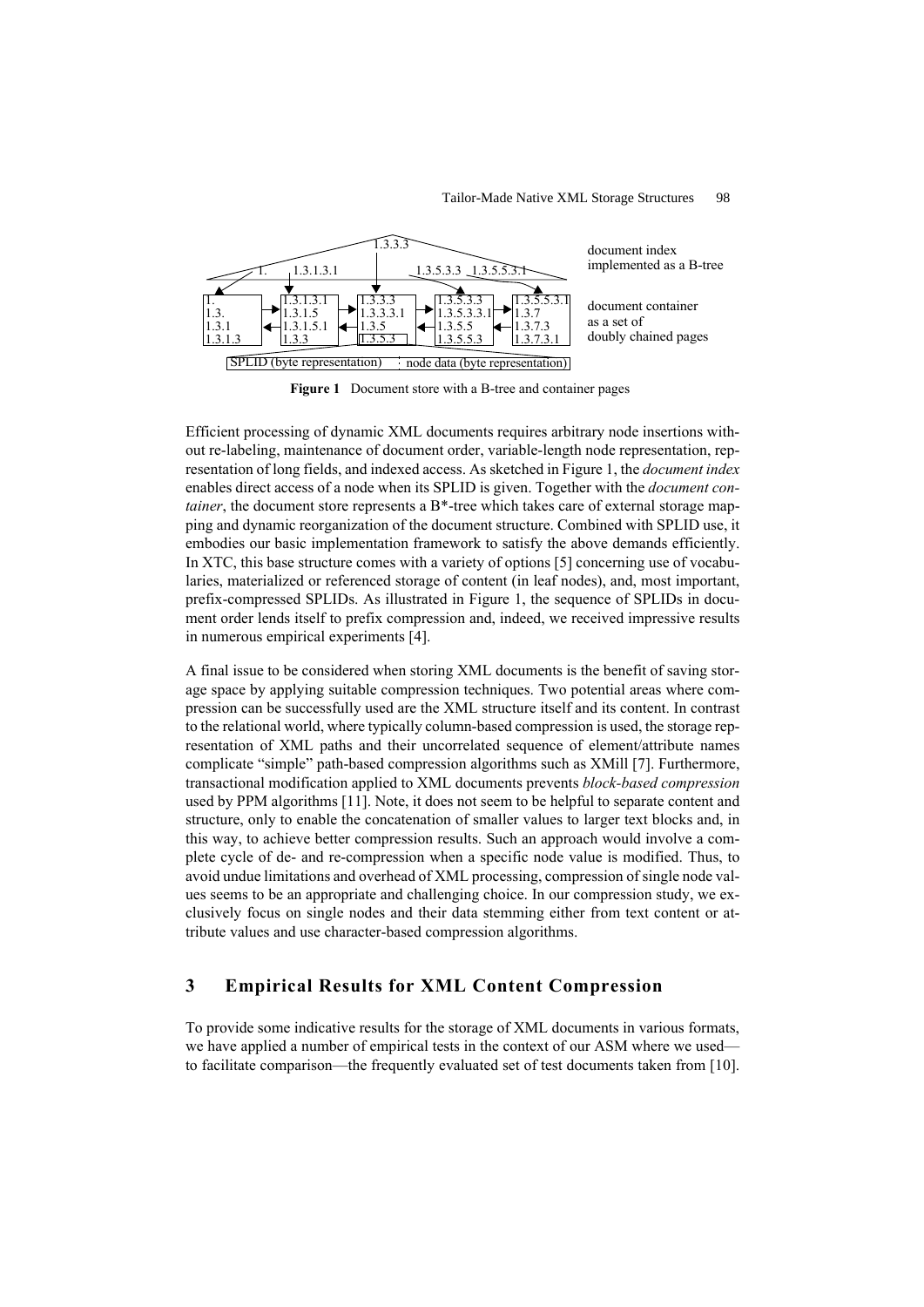Figure 1 Document store with a B-tree and container pages

Efficient processing of dynamic XML documents requires arbitrary node insertions without re-labeling, maintenance of document order, variable-length node representation, representation of long fields, and indexed access. As sketched in Figure 1, the *document index* enables direct access of a node when its SPLID is given. Together with the *document container*, the document store represents a B*-tree which takes care of external storage mapping and dynamic reorganization of the document structure. Combined with SPLID use, it embodies our basic implementation framework to satisfy the above demands efficiently. In XTC, this base structure comes with a variety of options [5] concerning use of vocabularies, materialized or referenced storage of content (in leaf nodes), and, most important, prefix-compressed SPLIDs. As illustrated in Figure 1, the sequence of SPLIDs in document order lends itself to prefix compression and, indeed, we received impressive results in numerous empirical experiments [4].

A final issue to be considered when storing XML documents is the benefit of saving storage space by applying suitable compression techniques. Two potential areas where compression can be successfully used are the XML structure itself and its content. In contrast to the relational world, where typically column-based compression is used, the storage representation of XML paths and their uncorrelated sequence of element/attribute names complicate "simple" path-based compression algorithms such as XMill [7]. Furthermore, transactional modification applied to XML documents prevents *block-based compression* used by PPM algorithms [11]. Note, it does not seem to be helpful to separate content and structure, only to enable the concatenation of smaller values to larger text blocks and, in this way, to achieve better compression results. Such an approach would involve a complete cycle of de- and re-compression when a specific node value is modified. Thus, to avoid undue limitations and overhead of XML processing, compression of single node values seems to be an appropriate and challenging choice. In our compression study, we exclusively focus on single nodes and their data stemming either from text content or attribute values and use character-based compression algorithms.

## 3 Empirical Results for XML Content Compression

To provide some indicative results for the storage of XML documents in various formats, we have applied a number of empirical tests in the context of our ASM where we used—to facilitate comparison—the frequently evaluated set of test documents taken from [10].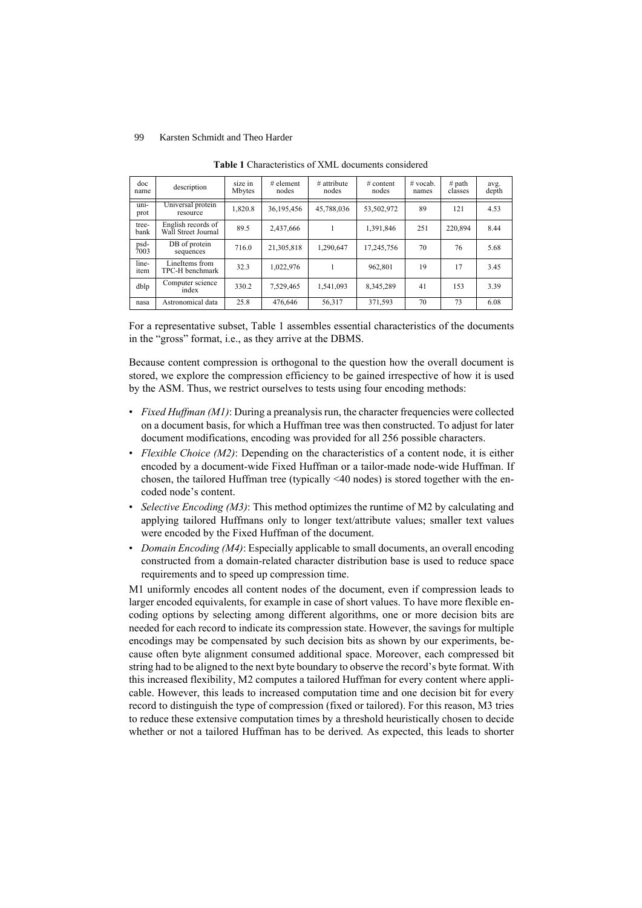**Table 1** Characteristics of XML documents considered

| doc name | description | size in Mbytes | # element nodes | # attribute nodes | # content nodes | # vocab. names | # path classes | avg. depth |
|---|---|---|---|---|---|---|---|---|
| uni-prot | Universal protein resource | 1,820.8 | 36,195,456 | 45,788,036 | 53,502,972 | 89 | 121 | 4.53 |
| tree-bank | English records of Wall Street Journal | 89.5 | 2,437,666 | 1 | 1,391,846 | 251 | 220,894 | 8.44 |
| psd-7003 | DB of protein sequences | 716.0 | 21,305,818 | 1,290,647 | 17,245,756 | 70 | 76 | 5.68 |
| line-item | LineItems from TPC-H benchmark | 32.3 | 1,022,976 | 1 | 962,801 | 19 | 17 | 3.45 |
| dblp | Computer science index | 330.2 | 7,529,465 | 1,541,093 | 8,345,289 | 41 | 153 | 3.39 |
| nasa | Astronomical data | 25.8 | 476,646 | 56,317 | 371,593 | 70 | 73 | 6.08 |

For a representative subset, Table 1 assembles essential characteristics of the documents in the "gross" format, i.e., as they arrive at the DBMS.

Because content compression is orthogonal to the question how the overall document is stored, we explore the compression efficiency to be gained irrespective of how it is used by the ASM. Thus, we restrict ourselves to tests using four encoding methods:

- *Fixed Huffman (M1)*: During a preanalysis run, the character frequencies were collected on a document basis, for which a Huffman tree was then constructed. To adjust for later document modifications, encoding was provided for all 256 possible characters.
- *Flexible Choice (M2)*: Depending on the characteristics of a content node, it is either encoded by a document-wide Fixed Huffman or a tailor-made node-wide Huffman. If chosen, the tailored Huffman tree (typically <40 nodes) is stored together with the encoded node's content.
- *Selective Encoding (M3)*: This method optimizes the runtime of M2 by calculating and applying tailored Huffmans only to longer text/attribute values; smaller text values were encoded by the Fixed Huffman of the document.
- *Domain Encoding (M4)*: Especially applicable to small documents, an overall encoding constructed from a domain-related character distribution base is used to reduce space requirements and to speed up compression time.

M1 uniformly encodes all content nodes of the document, even if compression leads to larger encoded equivalents, for example in case of short values. To have more flexible encoding options by selecting among different algorithms, one or more decision bits are needed for each record to indicate its compression state. However, the savings for multiple encodings may be compensated by such decision bits as shown by our experiments, because often byte alignment consumed additional space. Moreover, each compressed bit string had to be aligned to the next byte boundary to observe the record's byte format. With this increased flexibility, M2 computes a tailored Huffman for every content where applicable. However, this leads to increased computation time and one decision bit for every record to distinguish the type of compression (fixed or tailored). For this reason, M3 tries to reduce these extensive computation times by a threshold heuristically chosen to decide whether or not a tailored Huffman has to be derived. As expected, this leads to shorter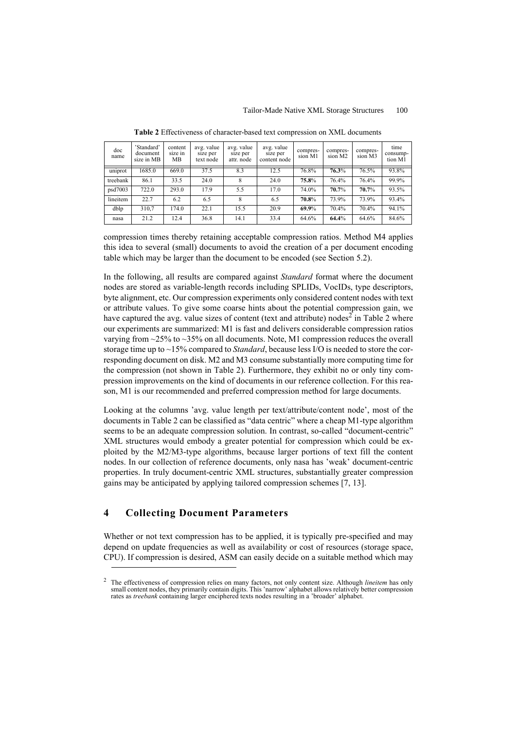**Table 2** Effectiveness of character-based text compression on XML documents

| doc name | 'Standard' document size in MB | content size in MB | avg. value size per text node | avg. value size per attr. node | avg. value size per content node | compres-sion M1 | compres-sion M2 | compres-sion M3 | time consump-tion M1 |
|---|---|---|---|---|---|---|---|---|---|
| uniprot | 1685.0 | 669.0 | 37.5 | 8.3 | 12.5 | 76.8% | **76.3**% | 76.5% | 93.8% |
| treebank | 86.1 | 33.5 | 24.0 | 8 | 24.0 | **75.8**% | 76.4% | 76.4% | 99.9% |
| psd7003 | 722.0 | 293.0 | 17.9 | 5.5 | 17.0 | 74.0% | **70.7**% | **70.7**% | 93.5% |
| lineitem | 22.7 | 6.2 | 6.5 | 8 | 6.5 | **70.8**% | 73.9% | 73.9% | 93.4% |
| dblp | 310,7 | 174.0 | 22.1 | 15.5 | 20.9 | **69.9**% | 70.4% | 70.4% | 94.1% |
| nasa | 21.2 | 12.4 | 36.8 | 14.1 | 33.4 | 64.6% | **64.4**% | 64.6% | 84.6% |

compression times thereby retaining acceptable compression ratios. Method M4 applies this idea to several (small) documents to avoid the creation of a per document encoding table which may be larger than the document to be encoded (see Section 5.2).

In the following, all results are compared against *Standard* format where the document nodes are stored as variable-length records including SPLIDs, VocIDs, type descriptors, byte alignment, etc. Our compression experiments only considered content nodes with text or attribute values. To give some coarse hints about the potential compression gain, we have captured the avg. value sizes of content (text and attribute) nodes[2] in Table 2 where our experiments are summarized: M1 is fast and delivers considerable compression ratios varying from ~25% to ~35% on all documents. Note, M1 compression reduces the overall storage time up to ~15% compared to *Standard*, because less I/O is needed to store the corresponding document on disk. M2 and M3 consume substantially more computing time for the compression (not shown in Table 2). Furthermore, they exhibit no or only tiny compression improvements on the kind of documents in our reference collection. For this reason, M1 is our recommended and preferred compression method for large documents.

Looking at the columns 'avg. value length per text/attribute/content node', most of the documents in Table 2 can be classified as "data centric" where a cheap M1-type algorithm seems to be an adequate compression solution. In contrast, so-called "document-centric" XML structures would embody a greater potential for compression which could be exploited by the M2/M3-type algorithms, because larger portions of text fill the content nodes. In our collection of reference documents, only nasa has 'weak' document-centric properties. In truly document-centric XML structures, substantially greater compression gains may be anticipated by applying tailored compression schemes [7, 13].

## 4 Collecting Document Parameters

Whether or not text compression has to be applied, it is typically pre-specified and may depend on update frequencies as well as availability or cost of resources (storage space, CPU). If compression is desired, ASM can easily decide on a suitable method which may

[2] The effectiveness of compression relies on many factors, not only content size. Although *lineitem* has only small content nodes, they primarily contain digits. This 'narrow' alphabet allows relatively better compression rates as *treebank* containing larger enciphered texts nodes resulting in a 'broader' alphabet.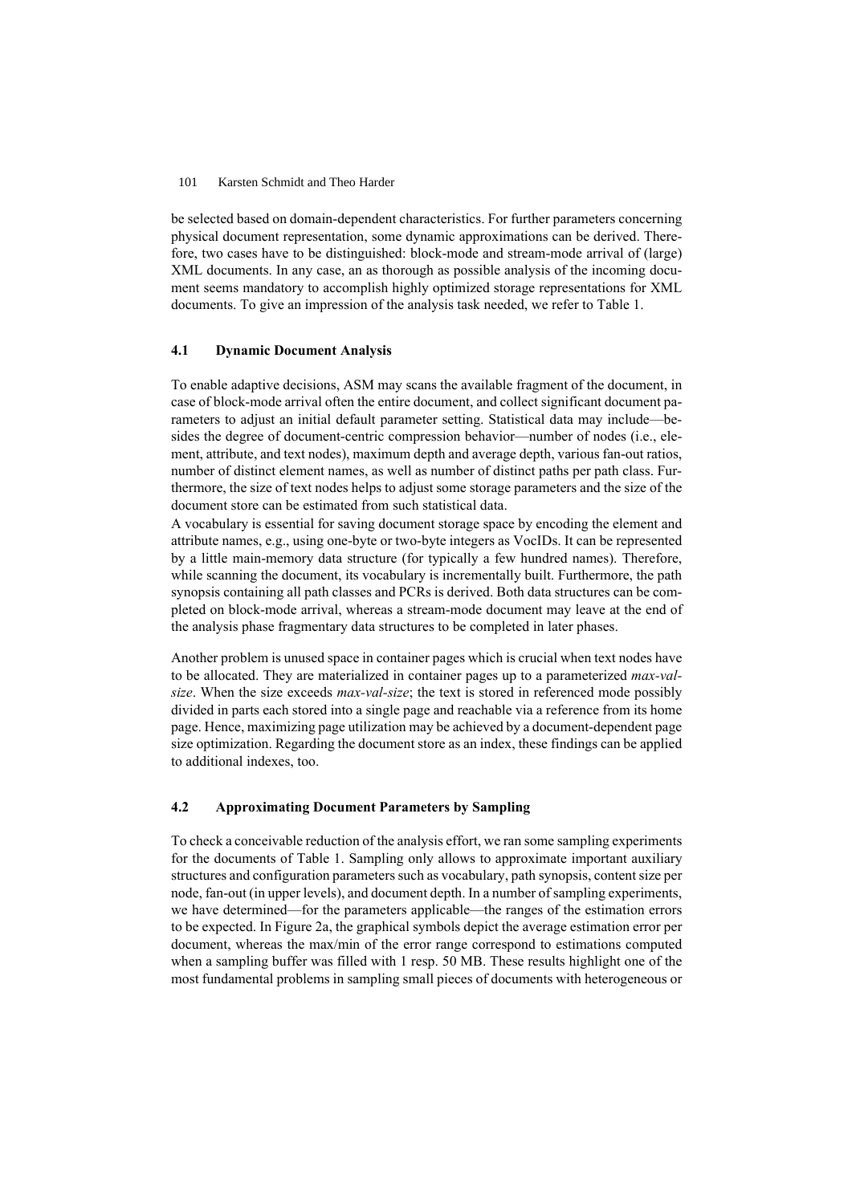be selected based on domain-dependent characteristics. For further parameters concerning physical document representation, some dynamic approximations can be derived. Therefore, two cases have to be distinguished: block-mode and stream-mode arrival of (large) XML documents. In any case, an as thorough as possible analysis of the incoming document seems mandatory to accomplish highly optimized storage representations for XML documents. To give an impression of the analysis task needed, we refer to Table 1.

### 4.1 Dynamic Document Analysis

To enable adaptive decisions, ASM may scans the available fragment of the document, in case of block-mode arrival often the entire document, and collect significant document parameters to adjust an initial default parameter setting. Statistical data may include—besides the degree of document-centric compression behavior—number of nodes (i.e., element, attribute, and text nodes), maximum depth and average depth, various fan-out ratios, number of distinct element names, as well as number of distinct paths per path class. Furthermore, the size of text nodes helps to adjust some storage parameters and the size of the document store can be estimated from such statistical data.

A vocabulary is essential for saving document storage space by encoding the element and attribute names, e.g., using one-byte or two-byte integers as VocIDs. It can be represented by a little main-memory data structure (for typically a few hundred names). Therefore, while scanning the document, its vocabulary is incrementally built. Furthermore, the path synopsis containing all path classes and PCRs is derived. Both data structures can be completed on block-mode arrival, whereas a stream-mode document may leave at the end of the analysis phase fragmentary data structures to be completed in later phases.

Another problem is unused space in container pages which is crucial when text nodes have to be allocated. They are materialized in container pages up to a parameterized *max-val-size*. When the size exceeds *max-val-size*; the text is stored in referenced mode possibly divided in parts each stored into a single page and reachable via a reference from its home page. Hence, maximizing page utilization may be achieved by a document-dependent page size optimization. Regarding the document store as an index, these findings can be applied to additional indexes, too.

### 4.2 Approximating Document Parameters by Sampling

To check a conceivable reduction of the analysis effort, we ran some sampling experiments for the documents of Table 1. Sampling only allows to approximate important auxiliary structures and configuration parameters such as vocabulary, path synopsis, content size per node, fan-out (in upper levels), and document depth. In a number of sampling experiments, we have determined—for the parameters applicable—the ranges of the estimation errors to be expected. In Figure 2a, the graphical symbols depict the average estimation error per document, whereas the max/min of the error range correspond to estimations computed when a sampling buffer was filled with 1 resp. 50 MB. These results highlight one of the most fundamental problems in sampling small pieces of documents with heterogeneous or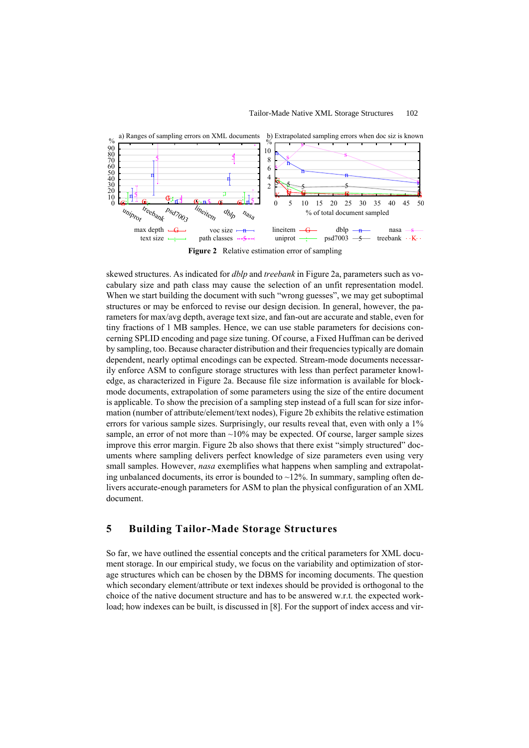**Figure 2** Relative estimation error of sampling

skewed structures. As indicated for *dblp* and *treebank* in Figure 2a, parameters such as vocabulary size and path class may cause the selection of an unfit representation model. When we start building the document with such "wrong guesses", we may get suboptimal structures or may be enforced to revise our design decision. In general, however, the parameters for max/avg depth, average text size, and fan-out are accurate and stable, even for tiny fractions of 1 MB samples. Hence, we can use stable parameters for decisions concerning SPLID encoding and page size tuning. Of course, a Fixed Huffman can be derived by sampling, too. Because character distribution and their frequencies typically are domain dependent, nearly optimal encodings can be expected. Stream-mode documents necessarily enforce ASM to configure storage structures with less than perfect parameter knowledge, as characterized in Figure 2a. Because file size information is available for block-mode documents, extrapolation of some parameters using the size of the entire document is applicable. To show the precision of a sampling step instead of a full scan for size information (number of attribute/element/text nodes), Figure 2b exhibits the relative estimation errors for various sample sizes. Surprisingly, our results reveal that, even with only a 1% sample, an error of not more than ~10% may be expected. Of course, larger sample sizes improve this error margin. Figure 2b also shows that there exist "simply structured" documents where sampling delivers perfect knowledge of size parameters even using very small samples. However, *nasa* exemplifies what happens when sampling and extrapolating unbalanced documents, its error is bounded to ~12%. In summary, sampling often delivers accurate-enough parameters for ASM to plan the physical configuration of an XML document.

## 5 Building Tailor-Made Storage Structures

So far, we have outlined the essential concepts and the critical parameters for XML document storage. In our empirical study, we focus on the variability and optimization of storage structures which can be chosen by the DBMS for incoming documents. The question which secondary element/attribute or text indexes should be provided is orthogonal to the choice of the native document structure and has to be answered w.r.t. the expected workload; how indexes can be built, is discussed in [8]. For the support of index access and vir-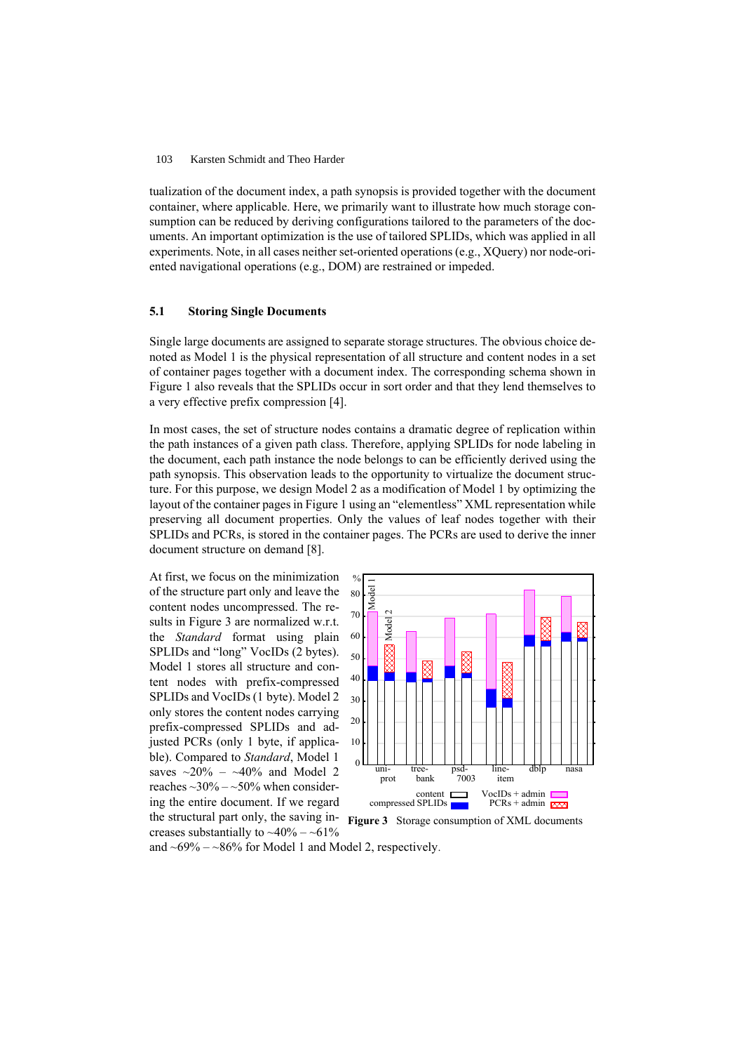tualization of the document index, a path synopsis is provided together with the document container, where applicable. Here, we primarily want to illustrate how much storage consumption can be reduced by deriving configurations tailored to the parameters of the documents. An important optimization is the use of tailored SPLIDs, which was applied in all experiments. Note, in all cases neither set-oriented operations (e.g., XQuery) nor node-oriented navigational operations (e.g., DOM) are restrained or impeded.

### 5.1 Storing Single Documents

Single large documents are assigned to separate storage structures. The obvious choice denoted as Model 1 is the physical representation of all structure and content nodes in a set of container pages together with a document index. The corresponding schema shown in Figure 1 also reveals that the SPLIDs occur in sort order and that they lend themselves to a very effective prefix compression [4].

In most cases, the set of structure nodes contains a dramatic degree of replication within the path instances of a given path class. Therefore, applying SPLIDs for node labeling in the document, each path instance the node belongs to can be efficiently derived using the path synopsis. This observation leads to the opportunity to virtualize the document structure. For this purpose, we design Model 2 as a modification of Model 1 by optimizing the layout of the container pages in Figure 1 using an "elementless" XML representation while preserving all document properties. Only the values of leaf nodes together with their SPLIDs and PCRs, is stored in the container pages. The PCRs are used to derive the inner document structure on demand [8].

At first, we focus on the minimization of the structure part only and leave the content nodes uncompressed. The results in Figure 3 are normalized w.r.t. the *Standard* format using plain SPLIDs and "long" VocIDs (2 bytes). Model 1 stores all structure and content nodes with prefix-compressed SPLIDs and VocIDs (1 byte). Model 2 only stores the content nodes carrying prefix-compressed SPLIDs and adjusted PCRs (only 1 byte, if applicable). Compared to *Standard*, Model 1 saves ~20% – ~40% and Model 2 reaches ~30% – ~50% when considering the entire document. If we regard the structural part only, the saving increases substantially to ~40% – ~61% and ~69% – ~86% for Model 1 and Model 2, respectively.

**Figure 3** Storage consumption of XML documents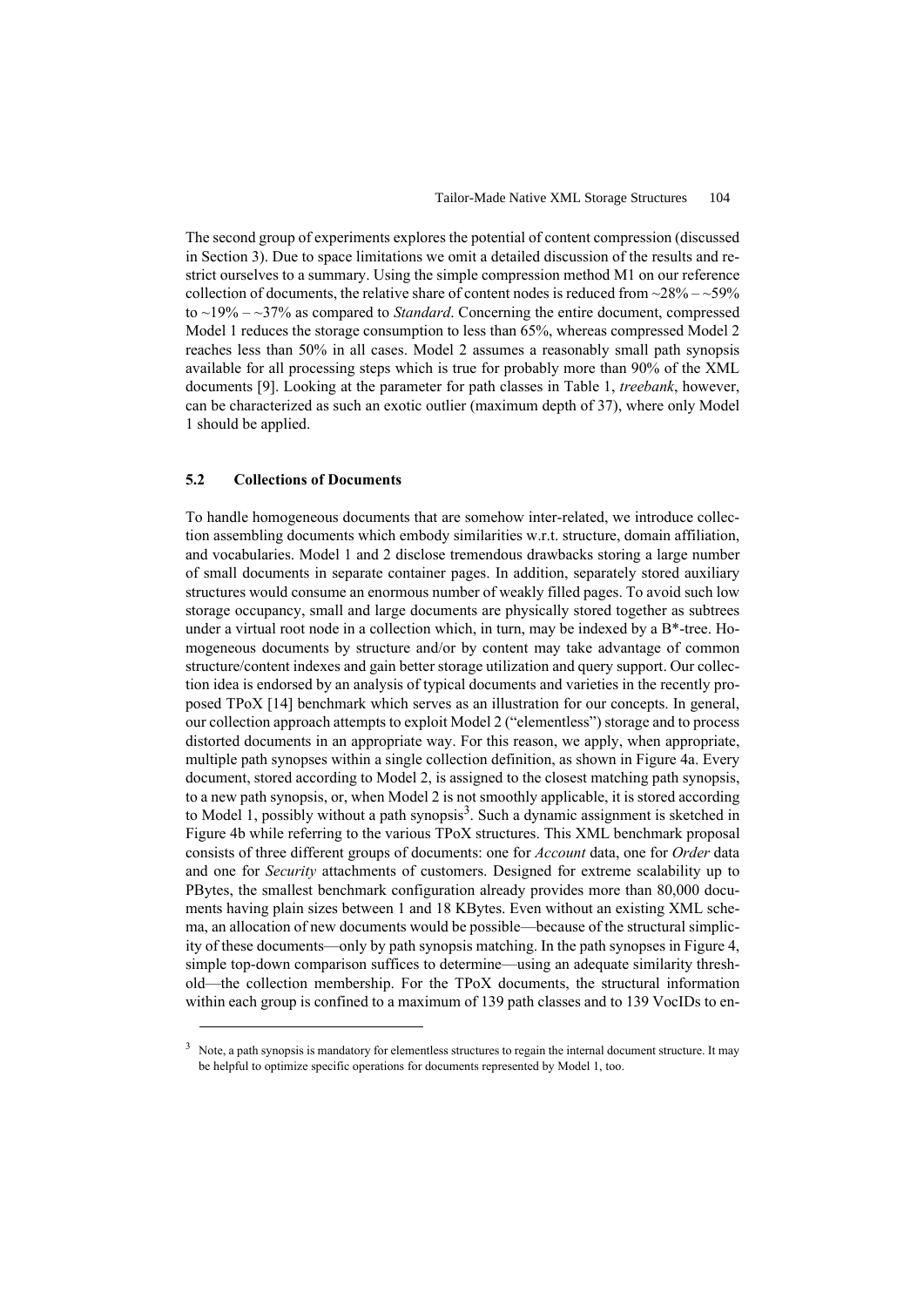The second group of experiments explores the potential of content compression (discussed in Section 3). Due to space limitations we omit a detailed discussion of the results and restrict ourselves to a summary. Using the simple compression method M1 on our reference collection of documents, the relative share of content nodes is reduced from ~28% – ~59% to ~19% – ~37% as compared to *Standard*. Concerning the entire document, compressed Model 1 reduces the storage consumption to less than 65%, whereas compressed Model 2 reaches less than 50% in all cases. Model 2 assumes a reasonably small path synopsis available for all processing steps which is true for probably more than 90% of the XML documents [9]. Looking at the parameter for path classes in Table 1, *treebank*, however, can be characterized as such an exotic outlier (maximum depth of 37), where only Model 1 should be applied.

### 5.2 Collections of Documents

To handle homogeneous documents that are somehow inter-related, we introduce collection assembling documents which embody similarities w.r.t. structure, domain affiliation, and vocabularies. Model 1 and 2 disclose tremendous drawbacks storing a large number of small documents in separate container pages. In addition, separately stored auxiliary structures would consume an enormous number of weakly filled pages. To avoid such low storage occupancy, small and large documents are physically stored together as subtrees under a virtual root node in a collection which, in turn, may be indexed by a B*-tree. Homogeneous documents by structure and/or by content may take advantage of common structure/content indexes and gain better storage utilization and query support. Our collection idea is endorsed by an analysis of typical documents and varieties in the recently proposed TPoX [14] benchmark which serves as an illustration for our concepts. In general, our collection approach attempts to exploit Model 2 ("elementless") storage and to process distorted documents in an appropriate way. For this reason, we apply, when appropriate, multiple path synopses within a single collection definition, as shown in Figure 4a. Every document, stored according to Model 2, is assigned to the closest matching path synopsis, to a new path synopsis, or, when Model 2 is not smoothly applicable, it is stored according to Model 1, possibly without a path synopsis[3]. Such a dynamic assignment is sketched in Figure 4b while referring to the various TPoX structures. This XML benchmark proposal consists of three different groups of documents: one for *Account* data, one for *Order* data and one for *Security* attachments of customers. Designed for extreme scalability up to PBytes, the smallest benchmark configuration already provides more than 80,000 documents having plain sizes between 1 and 18 KBytes. Even without an existing XML schema, an allocation of new documents would be possible—because of the structural simplicity of these documents—only by path synopsis matching. In the path synopses in Figure 4, simple top-down comparison suffices to determine—using an adequate similarity threshold—the collection membership. For the TPoX documents, the structural information within each group is confined to a maximum of 139 path classes and to 139 VocIDs to en-

---

[3] Note, a path synopsis is mandatory for elementless structures to regain the internal document structure. It may be helpful to optimize specific operations for documents represented by Model 1, too.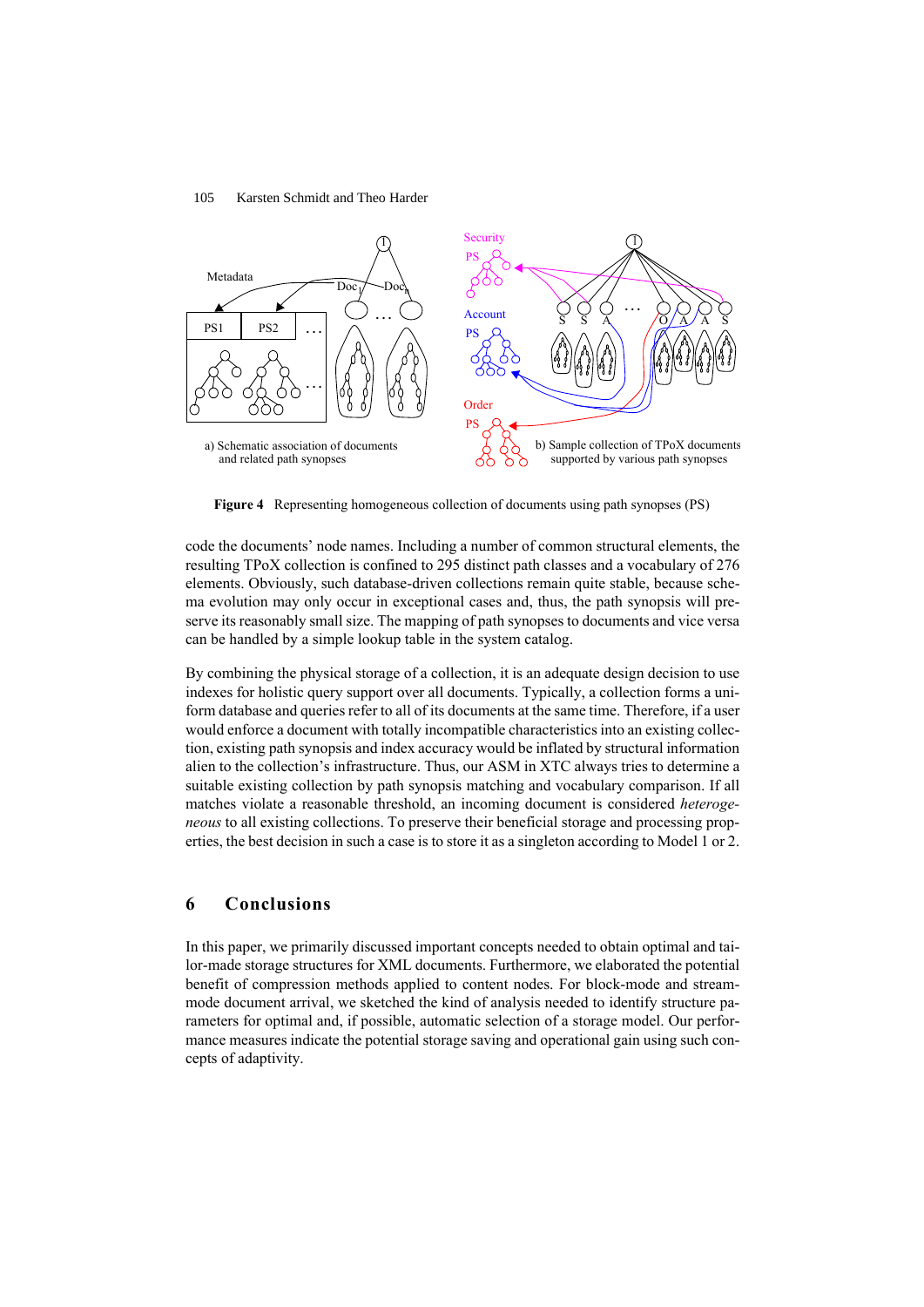**Figure 4** Representing homogeneous collection of documents using path synopses (PS)

code the documents' node names. Including a number of common structural elements, the resulting TPoX collection is confined to 295 distinct path classes and a vocabulary of 276 elements. Obviously, such database-driven collections remain quite stable, because schema evolution may only occur in exceptional cases and, thus, the path synopsis will preserve its reasonably small size. The mapping of path synopses to documents and vice versa can be handled by a simple lookup table in the system catalog.

By combining the physical storage of a collection, it is an adequate design decision to use indexes for holistic query support over all documents. Typically, a collection forms a uniform database and queries refer to all of its documents at the same time. Therefore, if a user would enforce a document with totally incompatible characteristics into an existing collection, existing path synopsis and index accuracy would be inflated by structural information alien to the collection's infrastructure. Thus, our ASM in XTC always tries to determine a suitable existing collection by path synopsis matching and vocabulary comparison. If all matches violate a reasonable threshold, an incoming document is considered *heterogeneous* to all existing collections. To preserve their beneficial storage and processing properties, the best decision in such a case is to store it as a singleton according to Model 1 or 2.

## 6 Conclusions

In this paper, we primarily discussed important concepts needed to obtain optimal and tailor-made storage structures for XML documents. Furthermore, we elaborated the potential benefit of compression methods applied to content nodes. For block-mode and stream-mode document arrival, we sketched the kind of analysis needed to identify structure parameters for optimal and, if possible, automatic selection of a storage model. Our performance measures indicate the potential storage saving and operational gain using such concepts of adaptivity.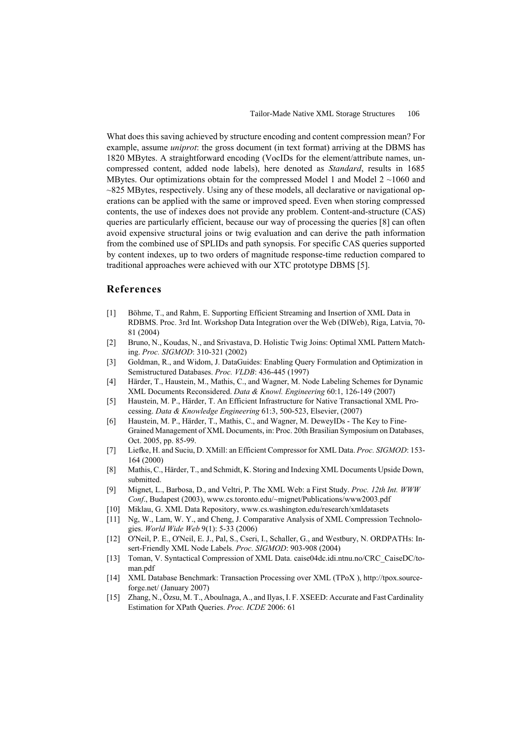What does this saving achieved by structure encoding and content compression mean? For example, assume *uniprot*: the gross document (in text format) arriving at the DBMS has 1820 MBytes. A straightforward encoding (VocIDs for the element/attribute names, uncompressed content, added node labels), here denoted as *Standard*, results in 1685 MBytes. Our optimizations obtain for the compressed Model 1 and Model 2 ~1060 and ~825 MBytes, respectively. Using any of these models, all declarative or navigational operations can be applied with the same or improved speed. Even when storing compressed contents, the use of indexes does not provide any problem. Content-and-structure (CAS) queries are particularly efficient, because our way of processing the queries [8] can often avoid expensive structural joins or twig evaluation and can derive the path information from the combined use of SPLIDs and path synopsis. For specific CAS queries supported by content indexes, up to two orders of magnitude response-time reduction compared to traditional approaches were achieved with our XTC prototype DBMS [5].

## References

[1] Böhme, T., and Rahm, E. Supporting Efficient Streaming and Insertion of XML Data in RDBMS. Proc. 3rd Int. Workshop Data Integration over the Web (DIWeb), Riga, Latvia, 70-81 (2004)

[2] Bruno, N., Koudas, N., and Srivastava, D. Holistic Twig Joins: Optimal XML Pattern Matching. *Proc. SIGMOD*: 310-321 (2002)

[3] Goldman, R., and Widom, J. DataGuides: Enabling Query Formulation and Optimization in Semistructured Databases. *Proc. VLDB*: 436-445 (1997)

[4] Härder, T., Haustein, M., Mathis, C., and Wagner, M. Node Labeling Schemes for Dynamic XML Documents Reconsidered. *Data & Knowl. Engineering* 60:1, 126-149 (2007)

[5] Haustein, M. P., Härder, T. An Efficient Infrastructure for Native Transactional XML Processing. *Data & Knowledge Engineering* 61:3, 500-523, Elsevier, (2007)

[6] Haustein, M. P., Härder, T., Mathis, C., and Wagner, M. DeweyIDs - The Key to Fine-Grained Management of XML Documents, in: Proc. 20th Brasilian Symposium on Databases, Oct. 2005, pp. 85-99.

[7] Liefke, H. and Suciu, D. XMill: an Efficient Compressor for XML Data. *Proc. SIGMOD*: 153-164 (2000)

[8] Mathis, C., Härder, T., and Schmidt, K. Storing and Indexing XML Documents Upside Down, submitted.

[9] Mignet, L., Barbosa, D., and Veltri, P. The XML Web: a First Study. *Proc. 12th Int. WWW Conf*., Budapest (2003), www.cs.toronto.edu/~mignet/Publications/www2003.pdf

[10] Miklau, G. XML Data Repository, www.cs.washington.edu/research/xmldatasets

[11] Ng, W., Lam, W. Y., and Cheng, J. Comparative Analysis of XML Compression Technologies. *World Wide Web* 9(1): 5-33 (2006)

[12] O'Neil, P. E., O'Neil, E. J., Pal, S., Cseri, I., Schaller, G., and Westbury, N. ORDPATHs: Insert-Friendly XML Node Labels. *Proc. SIGMOD*: 903-908 (2004)

[13] Toman, V. Syntactical Compression of XML Data. caise04dc.idi.ntnu.no/CRC_CaiseDC/toman.pdf

[14] XML Database Benchmark: Transaction Processing over XML (TPoX ), http://tpox.sourceforge.net/ (January 2007)

[15] Zhang, N., Özsu, M. T., Aboulnaga, A., and Ilyas, I. F. XSEED: Accurate and Fast Cardinality Estimation for XPath Queries. *Proc. ICDE* 2006: 61